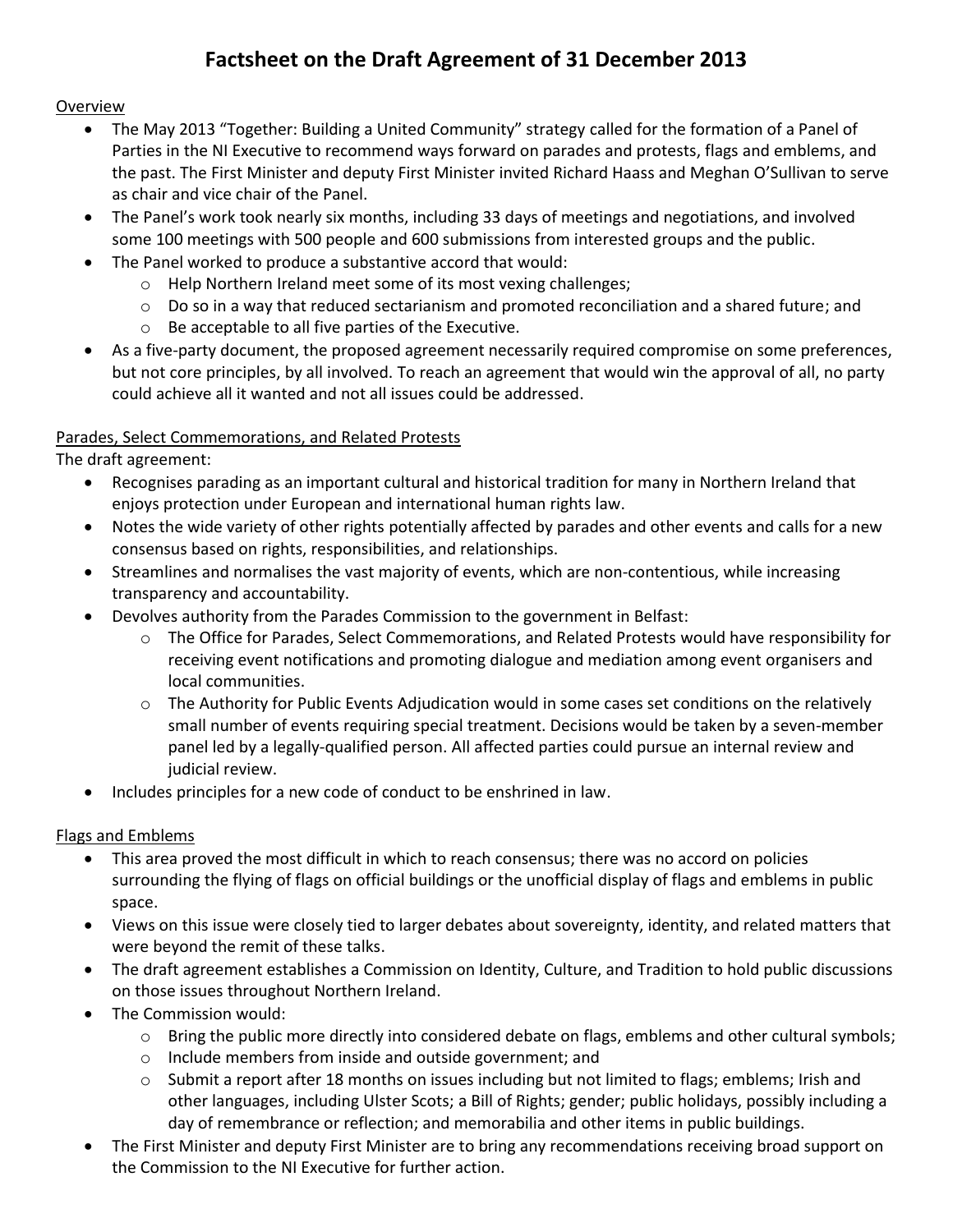# Factsheet on the Draft Agreement of 31 December 2013

## Overview

- The May 2013 "Together: Building a United Community" strategy called for the formation of a Panel of Parties in the NI Executive to recommend ways forward on parades and protests, flags and emblems, and the past. The First Minister and deputy First Minister invited Richard Haass and Meghan O'Sullivan to serve as chair and vice chair of the Panel.
- The Panel's work took nearly six months, including 33 days of meetings and negotiations, and involved some 100 meetings with 500 people and 600 submissions from interested groups and the public.
- The Panel worked to produce a substantive accord that would:
  - Help Northern Ireland meet some of its most vexing challenges;
  - Do so in a way that reduced sectarianism and promoted reconciliation and a shared future; and
  - Be acceptable to all five parties of the Executive.
- As a five-party document, the proposed agreement necessarily required compromise on some preferences, but not core principles, by all involved. To reach an agreement that would win the approval of all, no party could achieve all it wanted and not all issues could be addressed.

## Parades, Select Commemorations, and Related Protests

The draft agreement:

- Recognises parading as an important cultural and historical tradition for many in Northern Ireland that enjoys protection under European and international human rights law.
- Notes the wide variety of other rights potentially affected by parades and other events and calls for a new consensus based on rights, responsibilities, and relationships.
- Streamlines and normalises the vast majority of events, which are non-contentious, while increasing transparency and accountability.
- Devolves authority from the Parades Commission to the government in Belfast:
  - The Office for Parades, Select Commemorations, and Related Protests would have responsibility for receiving event notifications and promoting dialogue and mediation among event organisers and local communities.
  - The Authority for Public Events Adjudication would in some cases set conditions on the relatively small number of events requiring special treatment. Decisions would be taken by a seven-member panel led by a legally-qualified person. All affected parties could pursue an internal review and judicial review.
- Includes principles for a new code of conduct to be enshrined in law.

## Flags and Emblems

- This area proved the most difficult in which to reach consensus; there was no accord on policies surrounding the flying of flags on official buildings or the unofficial display of flags and emblems in public space.
- Views on this issue were closely tied to larger debates about sovereignty, identity, and related matters that were beyond the remit of these talks.
- The draft agreement establishes a Commission on Identity, Culture, and Tradition to hold public discussions on those issues throughout Northern Ireland.
- The Commission would:
  - Bring the public more directly into considered debate on flags, emblems and other cultural symbols;
  - Include members from inside and outside government; and
  - Submit a report after 18 months on issues including but not limited to flags; emblems; Irish and other languages, including Ulster Scots; a Bill of Rights; gender; public holidays, possibly including a day of remembrance or reflection; and memorabilia and other items in public buildings.
- The First Minister and deputy First Minister are to bring any recommendations receiving broad support on the Commission to the NI Executive for further action.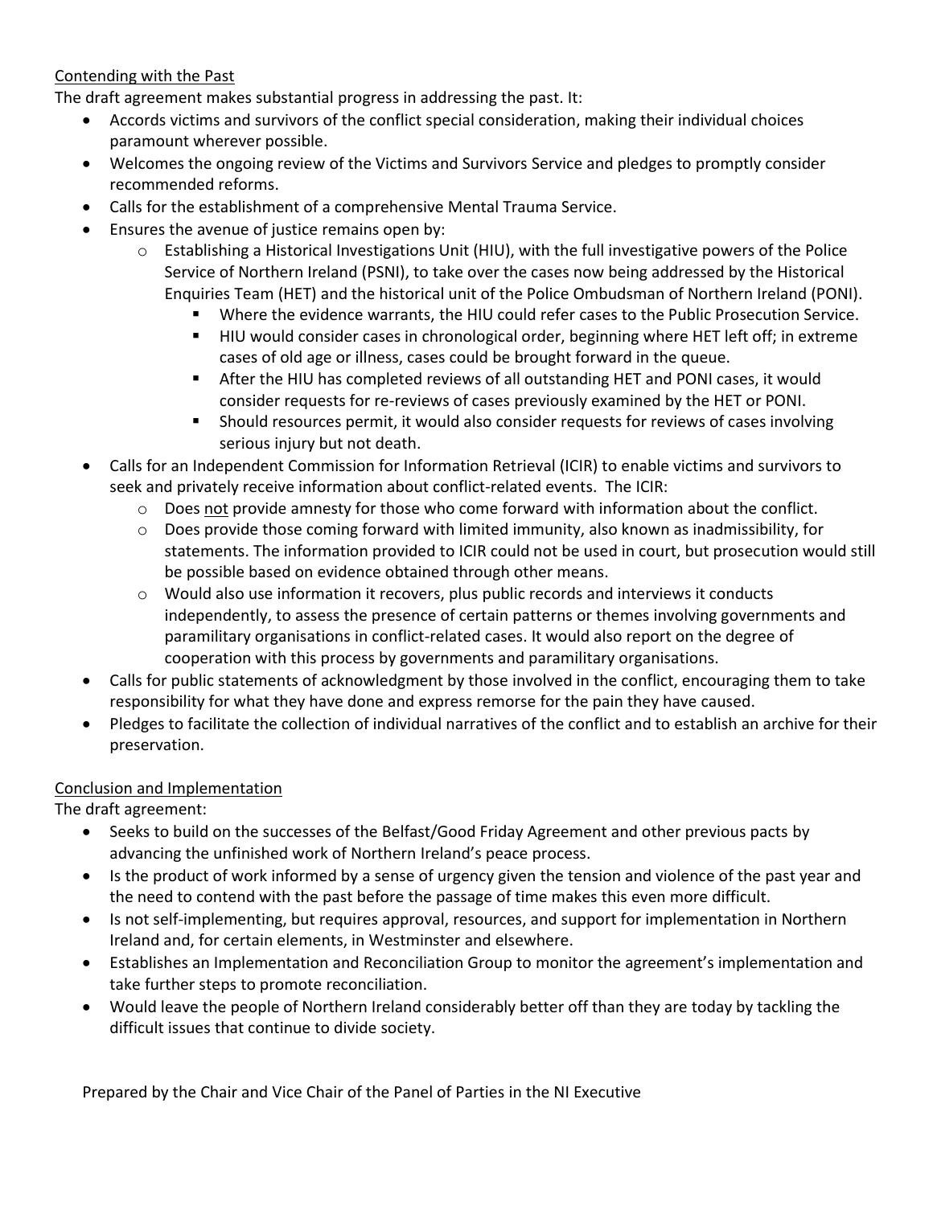<u>Contending with the Past</u>

The draft agreement makes substantial progress in addressing the past. It:

- Accords victims and survivors of the conflict special consideration, making their individual choices paramount wherever possible.
- Welcomes the ongoing review of the Victims and Survivors Service and pledges to promptly consider recommended reforms.
- Calls for the establishment of a comprehensive Mental Trauma Service.
- Ensures the avenue of justice remains open by:
  - Establishing a Historical Investigations Unit (HIU), with the full investigative powers of the Police Service of Northern Ireland (PSNI), to take over the cases now being addressed by the Historical Enquiries Team (HET) and the historical unit of the Police Ombudsman of Northern Ireland (PONI).
    - Where the evidence warrants, the HIU could refer cases to the Public Prosecution Service.
    - HIU would consider cases in chronological order, beginning where HET left off; in extreme cases of old age or illness, cases could be brought forward in the queue.
    - After the HIU has completed reviews of all outstanding HET and PONI cases, it would consider requests for re-reviews of cases previously examined by the HET or PONI.
    - Should resources permit, it would also consider requests for reviews of cases involving serious injury but not death.
- Calls for an Independent Commission for Information Retrieval (ICIR) to enable victims and survivors to seek and privately receive information about conflict-related events. The ICIR:
  - Does <u>not</u> provide amnesty for those who come forward with information about the conflict.
  - Does provide those coming forward with limited immunity, also known as inadmissibility, for statements. The information provided to ICIR could not be used in court, but prosecution would still be possible based on evidence obtained through other means.
  - Would also use information it recovers, plus public records and interviews it conducts independently, to assess the presence of certain patterns or themes involving governments and paramilitary organisations in conflict-related cases. It would also report on the degree of cooperation with this process by governments and paramilitary organisations.
- Calls for public statements of acknowledgment by those involved in the conflict, encouraging them to take responsibility for what they have done and express remorse for the pain they have caused.
- Pledges to facilitate the collection of individual narratives of the conflict and to establish an archive for their preservation.

<u>Conclusion and Implementation</u>

The draft agreement:

- Seeks to build on the successes of the Belfast/Good Friday Agreement and other previous pacts by advancing the unfinished work of Northern Ireland's peace process.
- Is the product of work informed by a sense of urgency given the tension and violence of the past year and the need to contend with the past before the passage of time makes this even more difficult.
- Is not self-implementing, but requires approval, resources, and support for implementation in Northern Ireland and, for certain elements, in Westminster and elsewhere.
- Establishes an Implementation and Reconciliation Group to monitor the agreement's implementation and take further steps to promote reconciliation.
- Would leave the people of Northern Ireland considerably better off than they are today by tackling the difficult issues that continue to divide society.

Prepared by the Chair and Vice Chair of the Panel of Parties in the NI Executive